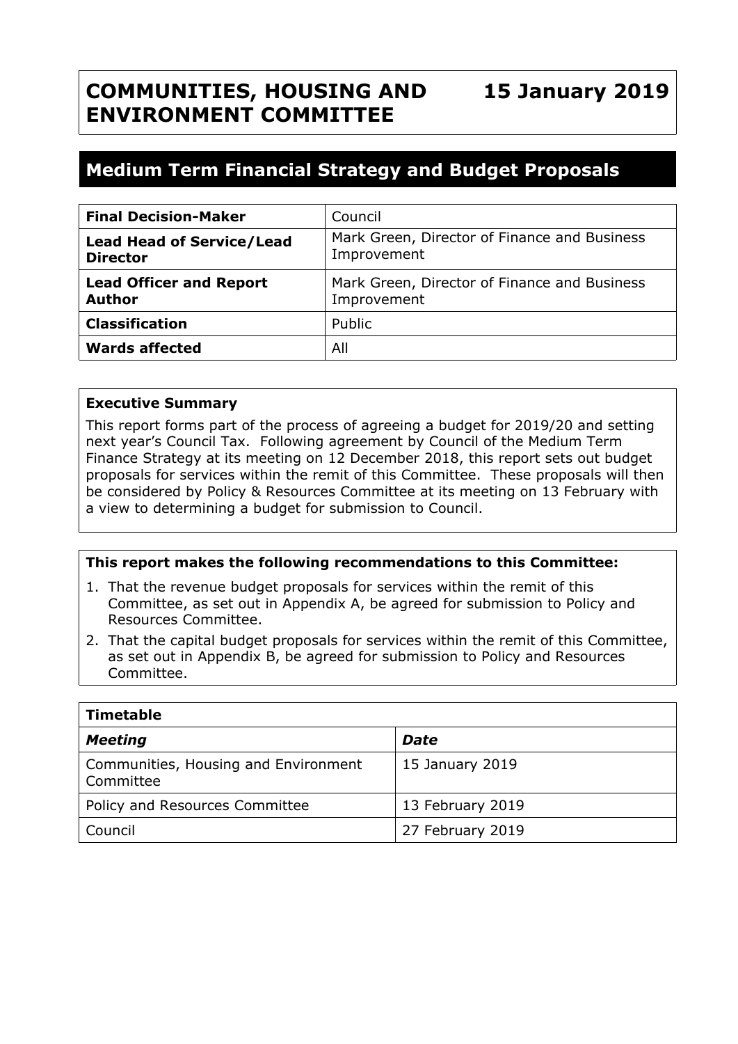# COMMUNITIES, HOUSING AND ENVIRONMENT COMMITTEE

**15 January 2019**

## Medium Term Financial Strategy and Budget Proposals

| | |
|---|---|
| **Final Decision-Maker** | Council |
| **Lead Head of Service/Lead Director** | Mark Green, Director of Finance and Business Improvement |
| **Lead Officer and Report Author** | Mark Green, Director of Finance and Business Improvement |
| **Classification** | Public |
| **Wards affected** | All |

**Executive Summary**

This report forms part of the process of agreeing a budget for 2019/20 and setting next year's Council Tax. Following agreement by Council of the Medium Term Finance Strategy at its meeting on 12 December 2018, this report sets out budget proposals for services within the remit of this Committee. These proposals will then be considered by Policy & Resources Committee at its meeting on 13 February with a view to determining a budget for submission to Council.

**This report makes the following recommendations to this Committee:**

1. That the revenue budget proposals for services within the remit of this Committee, as set out in Appendix A, be agreed for submission to Policy and Resources Committee.
2. That the capital budget proposals for services within the remit of this Committee, as set out in Appendix B, be agreed for submission to Policy and Resources Committee.

| **Timetable** | |
|---|---|
| ***Meeting*** | ***Date*** |
| Communities, Housing and Environment Committee | 15 January 2019 |
| Policy and Resources Committee | 13 February 2019 |
| Council | 27 February 2019 |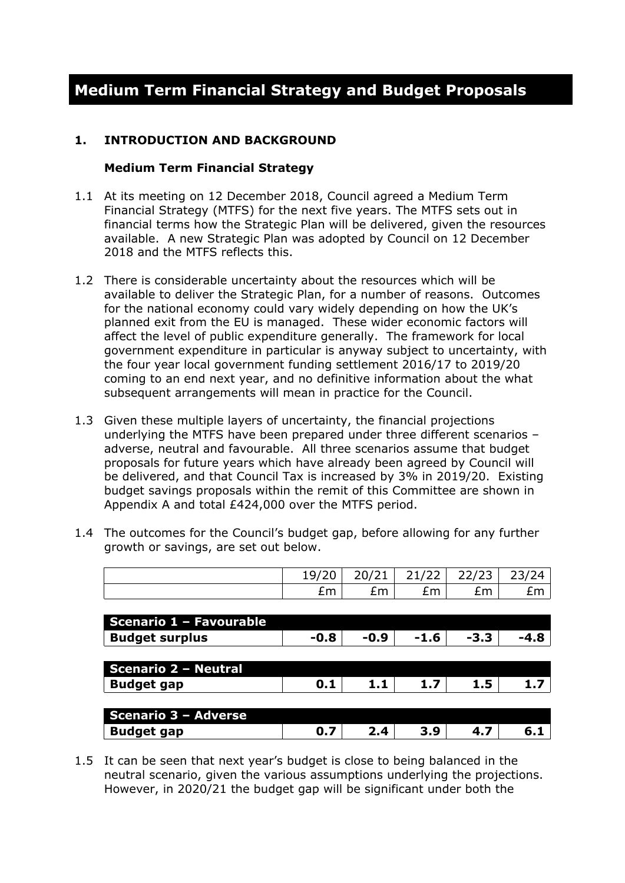# Medium Term Financial Strategy and Budget Proposals

## 1. INTRODUCTION AND BACKGROUND

### Medium Term Financial Strategy

1.1 At its meeting on 12 December 2018, Council agreed a Medium Term Financial Strategy (MTFS) for the next five years. The MTFS sets out in financial terms how the Strategic Plan will be delivered, given the resources available. A new Strategic Plan was adopted by Council on 12 December 2018 and the MTFS reflects this.

1.2 There is considerable uncertainty about the resources which will be available to deliver the Strategic Plan, for a number of reasons. Outcomes for the national economy could vary widely depending on how the UK's planned exit from the EU is managed. These wider economic factors will affect the level of public expenditure generally. The framework for local government expenditure in particular is anyway subject to uncertainty, with the four year local government funding settlement 2016/17 to 2019/20 coming to an end next year, and no definitive information about the what subsequent arrangements will mean in practice for the Council.

1.3 Given these multiple layers of uncertainty, the financial projections underlying the MTFS have been prepared under three different scenarios – adverse, neutral and favourable. All three scenarios assume that budget proposals for future years which have already been agreed by Council will be delivered, and that Council Tax is increased by 3% in 2019/20. Existing budget savings proposals within the remit of this Committee are shown in Appendix A and total £424,000 over the MTFS period.

1.4 The outcomes for the Council's budget gap, before allowing for any further growth or savings, are set out below.

| | 19/20 | 20/21 | 21/22 | 22/23 | 23/24 |
|---|---|---|---|---|---|
| | £m | £m | £m | £m | £m |
| **Scenario 1 – Favourable** | | | | | |
| **Budget surplus** | **-0.8** | **-0.9** | **-1.6** | **-3.3** | **-4.8** |
| **Scenario 2 – Neutral** | | | | | |
| **Budget gap** | **0.1** | **1.1** | **1.7** | **1.5** | **1.7** |
| **Scenario 3 – Adverse** | | | | | |
| **Budget gap** | **0.7** | **2.4** | **3.9** | **4.7** | **6.1** |

1.5 It can be seen that next year's budget is close to being balanced in the neutral scenario, given the various assumptions underlying the projections. However, in 2020/21 the budget gap will be significant under both the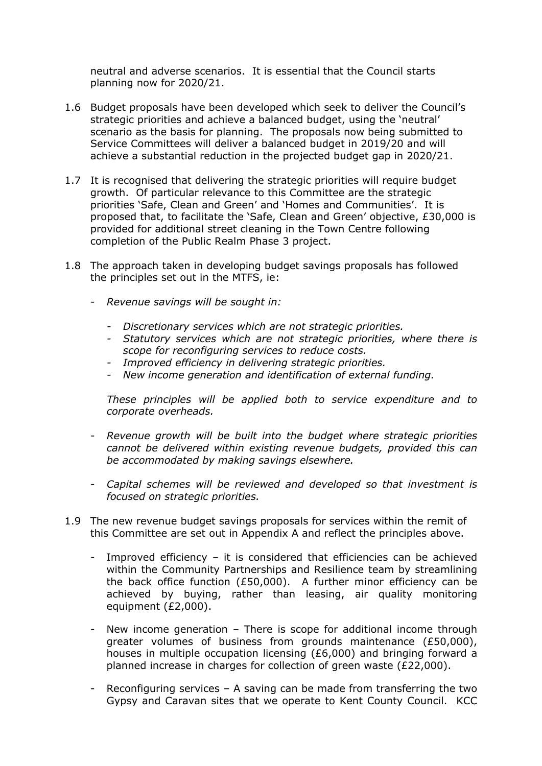neutral and adverse scenarios. It is essential that the Council starts planning now for 2020/21.

1.6 Budget proposals have been developed which seek to deliver the Council's strategic priorities and achieve a balanced budget, using the 'neutral' scenario as the basis for planning. The proposals now being submitted to Service Committees will deliver a balanced budget in 2019/20 and will achieve a substantial reduction in the projected budget gap in 2020/21.

1.7 It is recognised that delivering the strategic priorities will require budget growth. Of particular relevance to this Committee are the strategic priorities 'Safe, Clean and Green' and 'Homes and Communities'. It is proposed that, to facilitate the 'Safe, Clean and Green' objective, £30,000 is provided for additional street cleaning in the Town Centre following completion of the Public Realm Phase 3 project.

1.8 The approach taken in developing budget savings proposals has followed the principles set out in the MTFS, ie:

- *Revenue savings will be sought in:*
    - *Discretionary services which are not strategic priorities.*
    - *Statutory services which are not strategic priorities, where there is scope for reconfiguring services to reduce costs.*
    - *Improved efficiency in delivering strategic priorities.*
    - *New income generation and identification of external funding.*

  *These principles will be applied both to service expenditure and to corporate overheads.*

- *Revenue growth will be built into the budget where strategic priorities cannot be delivered within existing revenue budgets, provided this can be accommodated by making savings elsewhere.*

- *Capital schemes will be reviewed and developed so that investment is focused on strategic priorities.*

1.9 The new revenue budget savings proposals for services within the remit of this Committee are set out in Appendix A and reflect the principles above.

- Improved efficiency – it is considered that efficiencies can be achieved within the Community Partnerships and Resilience team by streamlining the back office function (£50,000). A further minor efficiency can be achieved by buying, rather than leasing, air quality monitoring equipment (£2,000).

- New income generation – There is scope for additional income through greater volumes of business from grounds maintenance (£50,000), houses in multiple occupation licensing (£6,000) and bringing forward a planned increase in charges for collection of green waste (£22,000).

- Reconfiguring services – A saving can be made from transferring the two Gypsy and Caravan sites that we operate to Kent County Council. KCC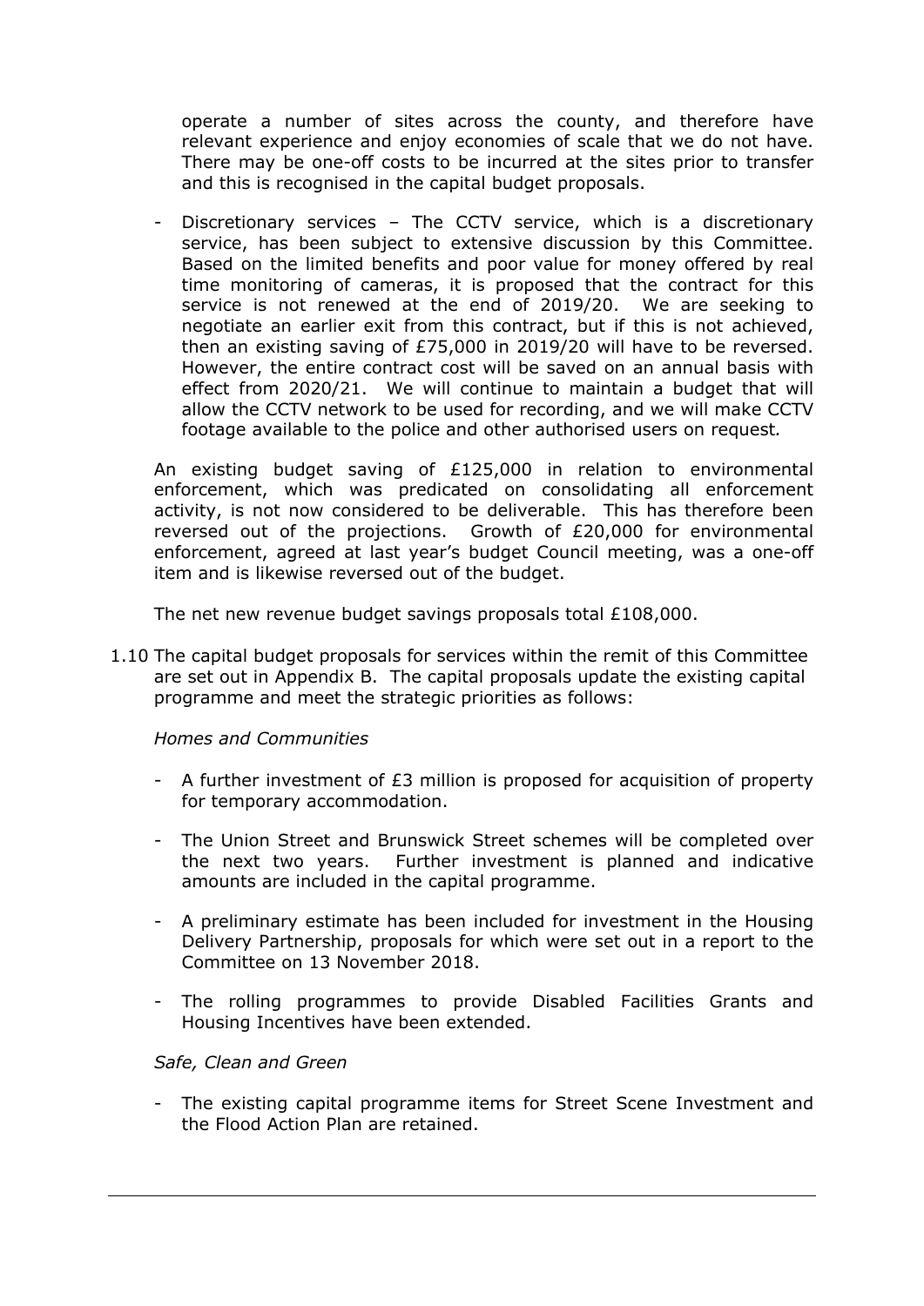operate a number of sites across the county, and therefore have relevant experience and enjoy economies of scale that we do not have. There may be one-off costs to be incurred at the sites prior to transfer and this is recognised in the capital budget proposals.

- Discretionary services – The CCTV service, which is a discretionary service, has been subject to extensive discussion by this Committee. Based on the limited benefits and poor value for money offered by real time monitoring of cameras, it is proposed that the contract for this service is not renewed at the end of 2019/20. We are seeking to negotiate an earlier exit from this contract, but if this is not achieved, then an existing saving of £75,000 in 2019/20 will have to be reversed. However, the entire contract cost will be saved on an annual basis with effect from 2020/21. We will continue to maintain a budget that will allow the CCTV network to be used for recording, and we will make CCTV footage available to the police and other authorised users on request.

An existing budget saving of £125,000 in relation to environmental enforcement, which was predicated on consolidating all enforcement activity, is not now considered to be deliverable. This has therefore been reversed out of the projections. Growth of £20,000 for environmental enforcement, agreed at last year's budget Council meeting, was a one-off item and is likewise reversed out of the budget.

The net new revenue budget savings proposals total £108,000.

1.10 The capital budget proposals for services within the remit of this Committee are set out in Appendix B. The capital proposals update the existing capital programme and meet the strategic priorities as follows:

*Homes and Communities*

- A further investment of £3 million is proposed for acquisition of property for temporary accommodation.
- The Union Street and Brunswick Street schemes will be completed over the next two years. Further investment is planned and indicative amounts are included in the capital programme.
- A preliminary estimate has been included for investment in the Housing Delivery Partnership, proposals for which were set out in a report to the Committee on 13 November 2018.
- The rolling programmes to provide Disabled Facilities Grants and Housing Incentives have been extended.

*Safe, Clean and Green*

- The existing capital programme items for Street Scene Investment and the Flood Action Plan are retained.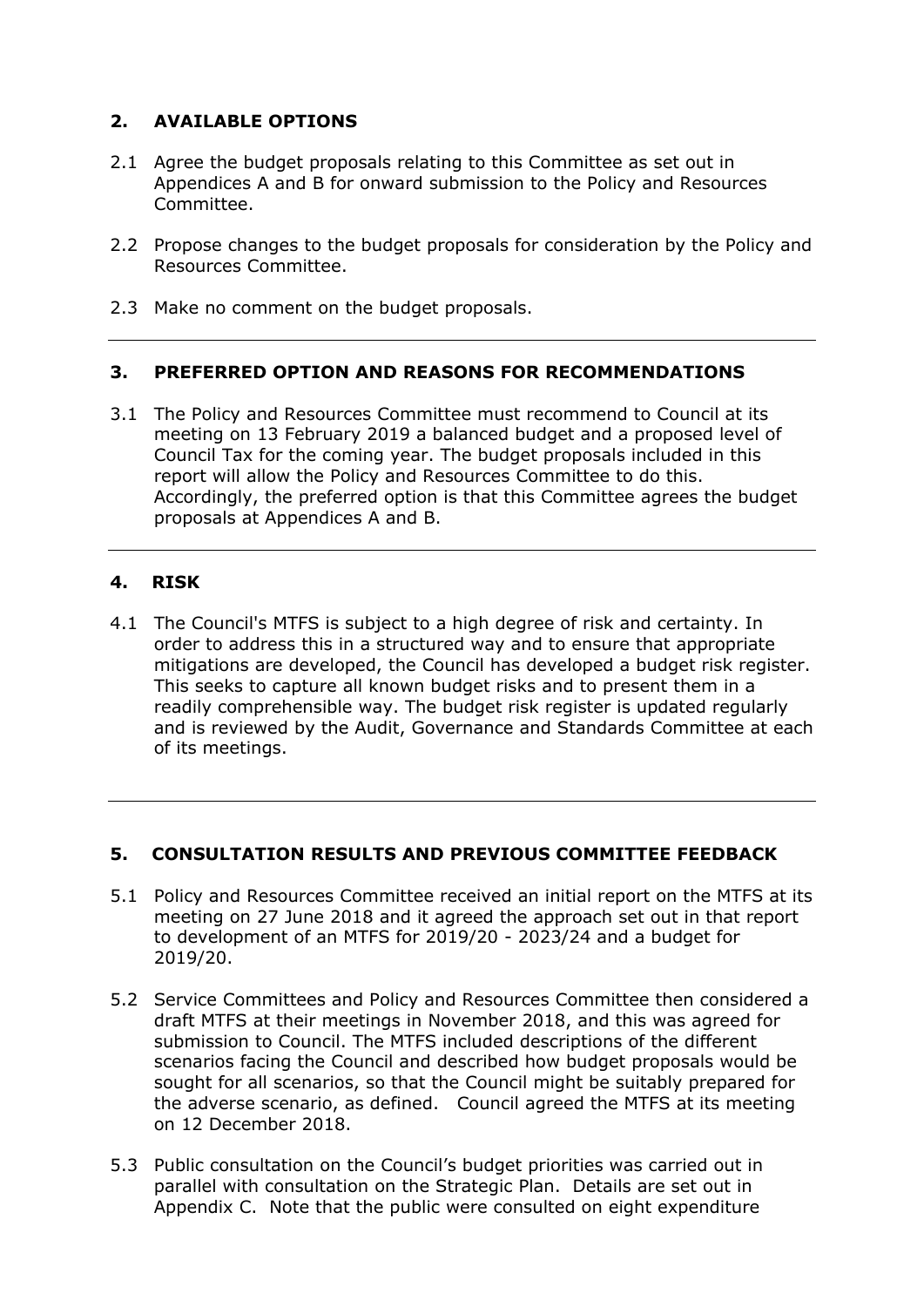## 2. AVAILABLE OPTIONS

2.1 Agree the budget proposals relating to this Committee as set out in Appendices A and B for onward submission to the Policy and Resources Committee.

2.2 Propose changes to the budget proposals for consideration by the Policy and Resources Committee.

2.3 Make no comment on the budget proposals.

## 3. PREFERRED OPTION AND REASONS FOR RECOMMENDATIONS

3.1 The Policy and Resources Committee must recommend to Council at its meeting on 13 February 2019 a balanced budget and a proposed level of Council Tax for the coming year. The budget proposals included in this report will allow the Policy and Resources Committee to do this. Accordingly, the preferred option is that this Committee agrees the budget proposals at Appendices A and B.

## 4. RISK

4.1 The Council's MTFS is subject to a high degree of risk and certainty. In order to address this in a structured way and to ensure that appropriate mitigations are developed, the Council has developed a budget risk register. This seeks to capture all known budget risks and to present them in a readily comprehensible way. The budget risk register is updated regularly and is reviewed by the Audit, Governance and Standards Committee at each of its meetings.

## 5. CONSULTATION RESULTS AND PREVIOUS COMMITTEE FEEDBACK

5.1 Policy and Resources Committee received an initial report on the MTFS at its meeting on 27 June 2018 and it agreed the approach set out in that report to development of an MTFS for 2019/20 - 2023/24 and a budget for 2019/20.

5.2 Service Committees and Policy and Resources Committee then considered a draft MTFS at their meetings in November 2018, and this was agreed for submission to Council. The MTFS included descriptions of the different scenarios facing the Council and described how budget proposals would be sought for all scenarios, so that the Council might be suitably prepared for the adverse scenario, as defined. Council agreed the MTFS at its meeting on 12 December 2018.

5.3 Public consultation on the Council's budget priorities was carried out in parallel with consultation on the Strategic Plan. Details are set out in Appendix C. Note that the public were consulted on eight expenditure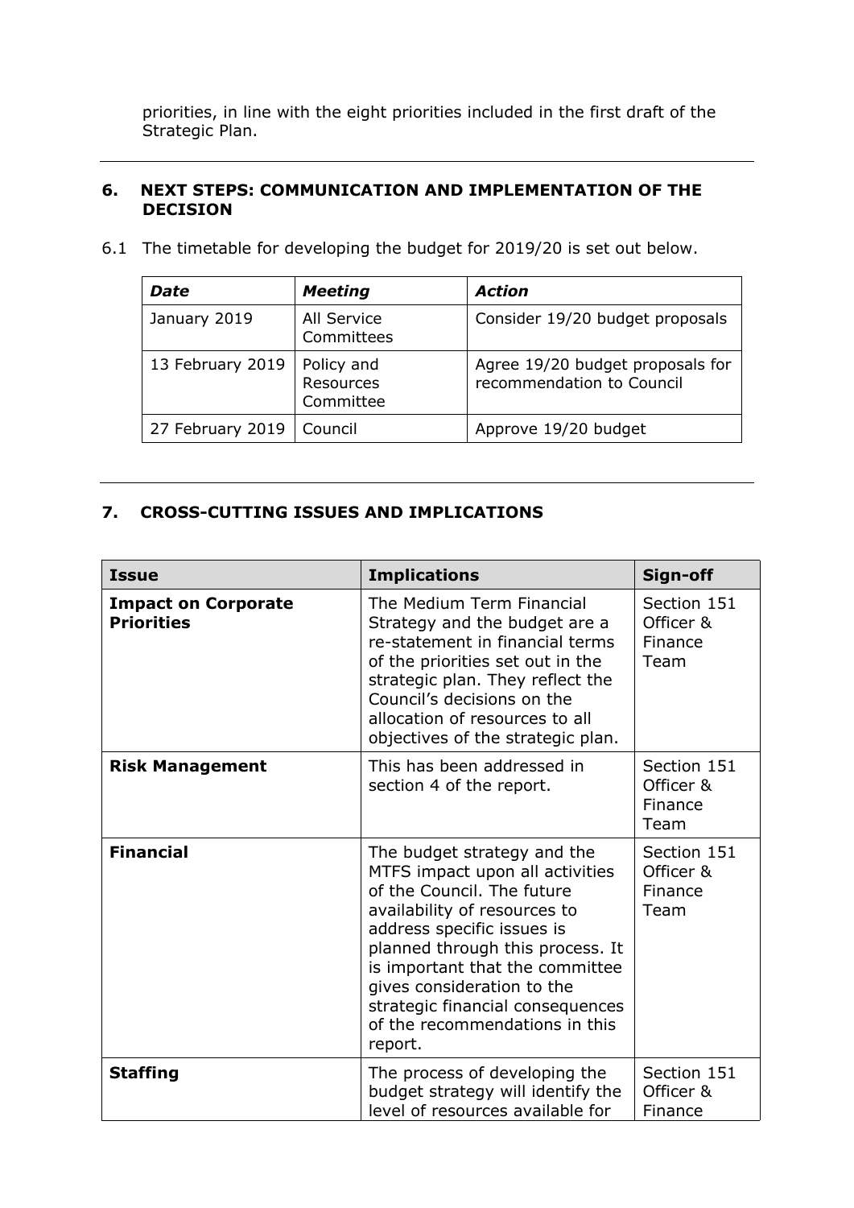priorities, in line with the eight priorities included in the first draft of the Strategic Plan.

## 6. NEXT STEPS: COMMUNICATION AND IMPLEMENTATION OF THE DECISION

6.1 The timetable for developing the budget for 2019/20 is set out below.

| *Date* | *Meeting* | *Action* |
|---|---|---|
| January 2019 | All Service Committees | Consider 19/20 budget proposals |
| 13 February 2019 | Policy and Resources Committee | Agree 19/20 budget proposals for recommendation to Council |
| 27 February 2019 | Council | Approve 19/20 budget |

## 7. CROSS-CUTTING ISSUES AND IMPLICATIONS

| Issue | Implications | Sign-off |
|---|---|---|
| **Impact on Corporate Priorities** | The Medium Term Financial Strategy and the budget are a re-statement in financial terms of the priorities set out in the strategic plan. They reflect the Council's decisions on the allocation of resources to all objectives of the strategic plan. | Section 151 Officer & Finance Team |
| **Risk Management** | This has been addressed in section 4 of the report. | Section 151 Officer & Finance Team |
| **Financial** | The budget strategy and the MTFS impact upon all activities of the Council. The future availability of resources to address specific issues is planned through this process. It is important that the committee gives consideration to the strategic financial consequences of the recommendations in this report. | Section 151 Officer & Finance Team |
| **Staffing** | The process of developing the budget strategy will identify the level of resources available for | Section 151 Officer & Finance |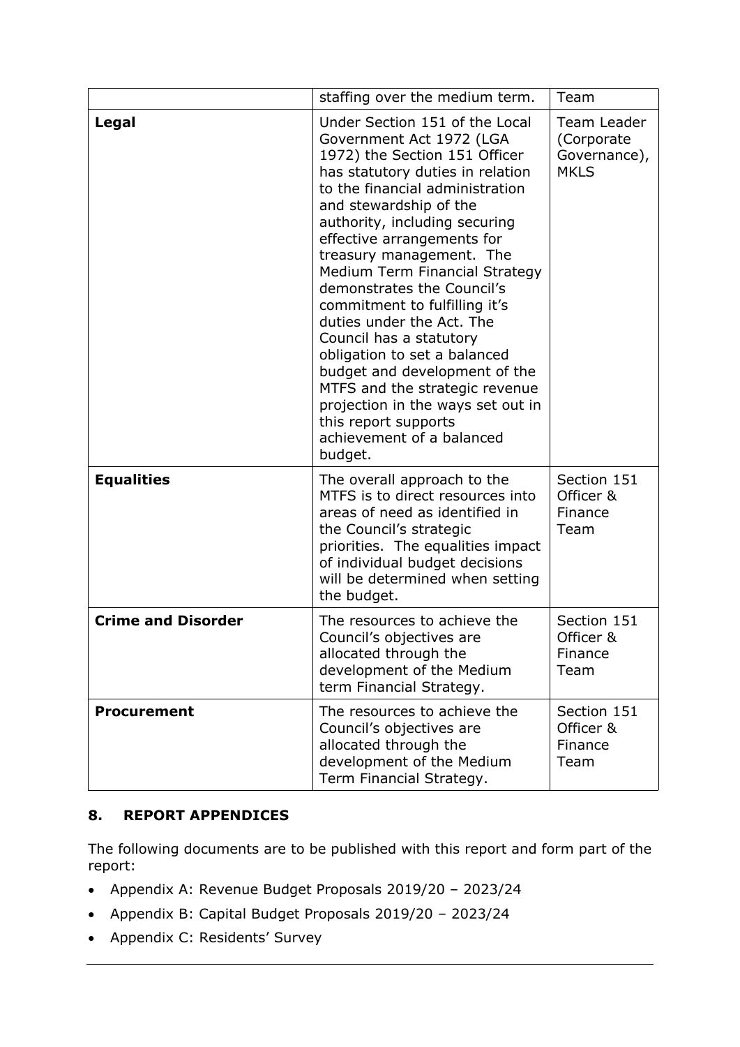| | | |
|---|---|---|
| | staffing over the medium term. | Team |
| **Legal** | Under Section 151 of the Local Government Act 1972 (LGA 1972) the Section 151 Officer has statutory duties in relation to the financial administration and stewardship of the authority, including securing effective arrangements for treasury management. The Medium Term Financial Strategy demonstrates the Council's commitment to fulfilling it's duties under the Act. The Council has a statutory obligation to set a balanced budget and development of the MTFS and the strategic revenue projection in the ways set out in this report supports achievement of a balanced budget. | Team Leader (Corporate Governance), MKLS |
| **Equalities** | The overall approach to the MTFS is to direct resources into areas of need as identified in the Council's strategic priorities. The equalities impact of individual budget decisions will be determined when setting the budget. | Section 151 Officer & Finance Team |
| **Crime and Disorder** | The resources to achieve the Council's objectives are allocated through the development of the Medium term Financial Strategy. | Section 151 Officer & Finance Team |
| **Procurement** | The resources to achieve the Council's objectives are allocated through the development of the Medium Term Financial Strategy. | Section 151 Officer & Finance Team |

## 8. REPORT APPENDICES

The following documents are to be published with this report and form part of the report:

- Appendix A: Revenue Budget Proposals 2019/20 – 2023/24
- Appendix B: Capital Budget Proposals 2019/20 – 2023/24
- Appendix C: Residents' Survey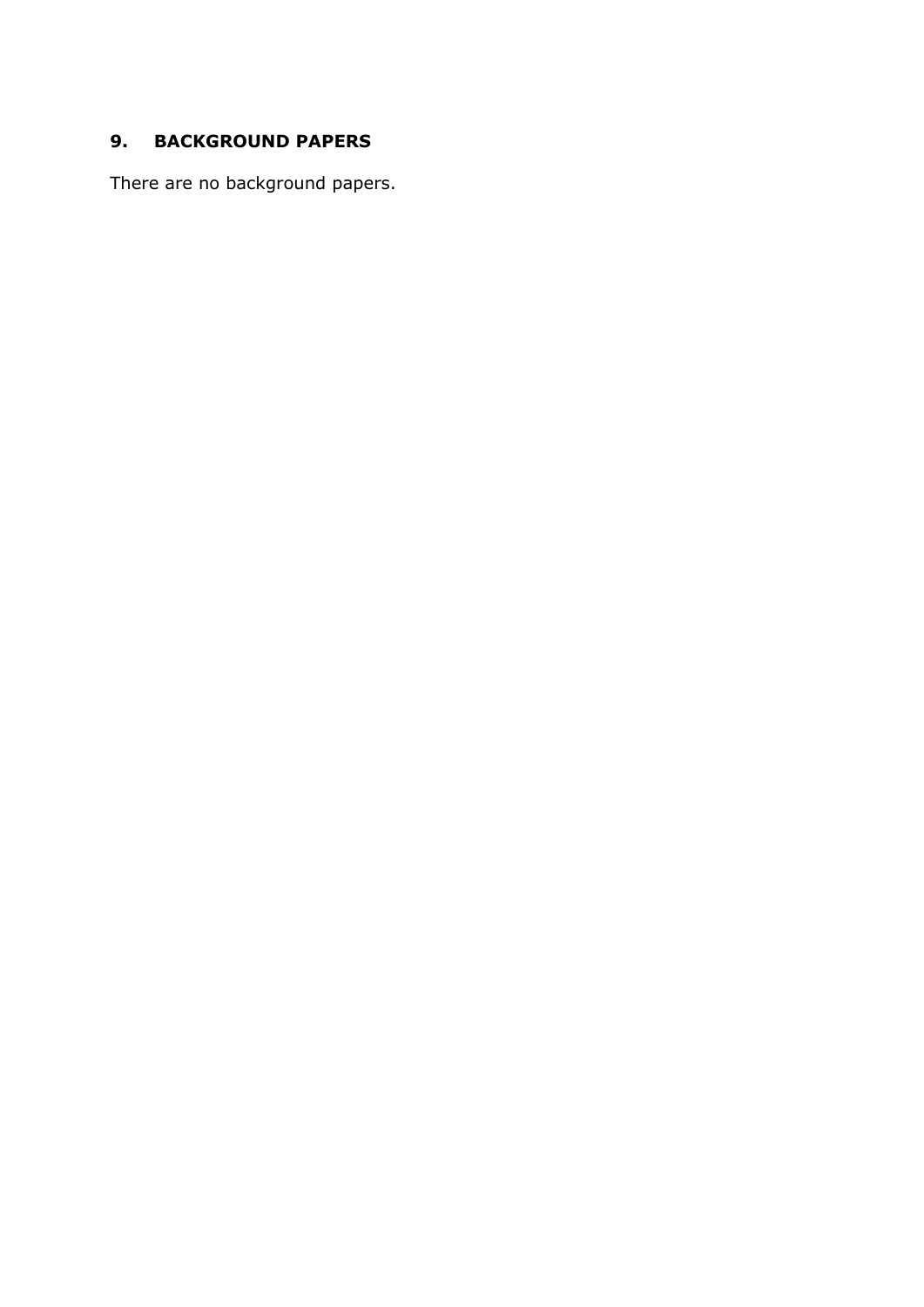## 9. BACKGROUND PAPERS

There are no background papers.